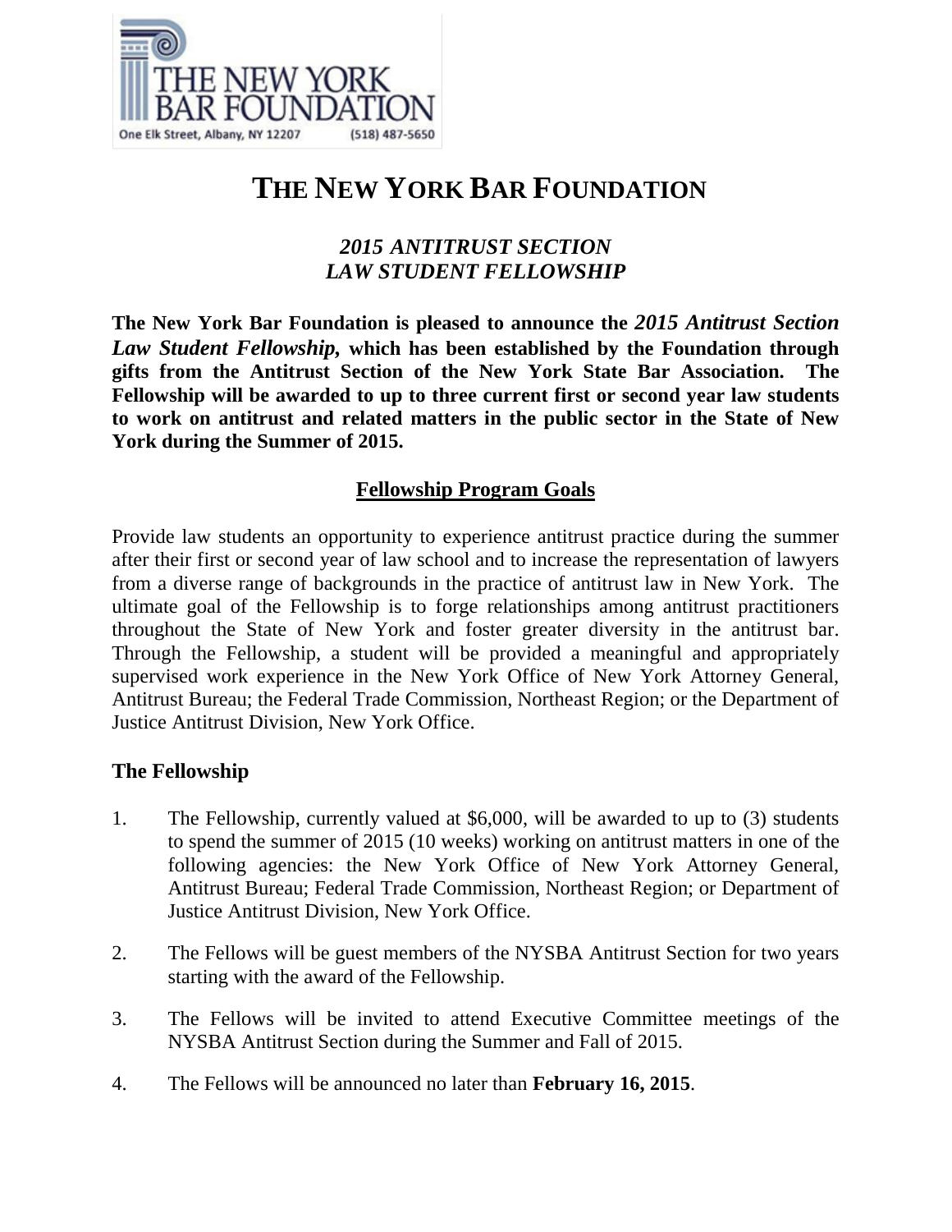THE NEW YORK BAR FOUNDATION

One Elk Street, Albany, NY 12207 (518) 487-5650

# THE NEW YORK BAR FOUNDATION

## *2015 ANTITRUST SECTION LAW STUDENT FELLOWSHIP*

**The New York Bar Foundation is pleased to announce the *2015 Antitrust Section Law Student Fellowship,* which has been established by the Foundation through gifts from the Antitrust Section of the New York State Bar Association. The Fellowship will be awarded to up to three current first or second year law students to work on antitrust and related matters in the public sector in the State of New York during the Summer of 2015.**

### Fellowship Program Goals

Provide law students an opportunity to experience antitrust practice during the summer after their first or second year of law school and to increase the representation of lawyers from a diverse range of backgrounds in the practice of antitrust law in New York. The ultimate goal of the Fellowship is to forge relationships among antitrust practitioners throughout the State of New York and foster greater diversity in the antitrust bar. Through the Fellowship, a student will be provided a meaningful and appropriately supervised work experience in the New York Office of New York Attorney General, Antitrust Bureau; the Federal Trade Commission, Northeast Region; or the Department of Justice Antitrust Division, New York Office.

### The Fellowship

1. The Fellowship, currently valued at $6,000, will be awarded to up to (3) students to spend the summer of 2015 (10 weeks) working on antitrust matters in one of the following agencies: the New York Office of New York Attorney General, Antitrust Bureau; Federal Trade Commission, Northeast Region; or Department of Justice Antitrust Division, New York Office.

2. The Fellows will be guest members of the NYSBA Antitrust Section for two years starting with the award of the Fellowship.

3. The Fellows will be invited to attend Executive Committee meetings of the NYSBA Antitrust Section during the Summer and Fall of 2015.

4. The Fellows will be announced no later than **February 16, 2015**.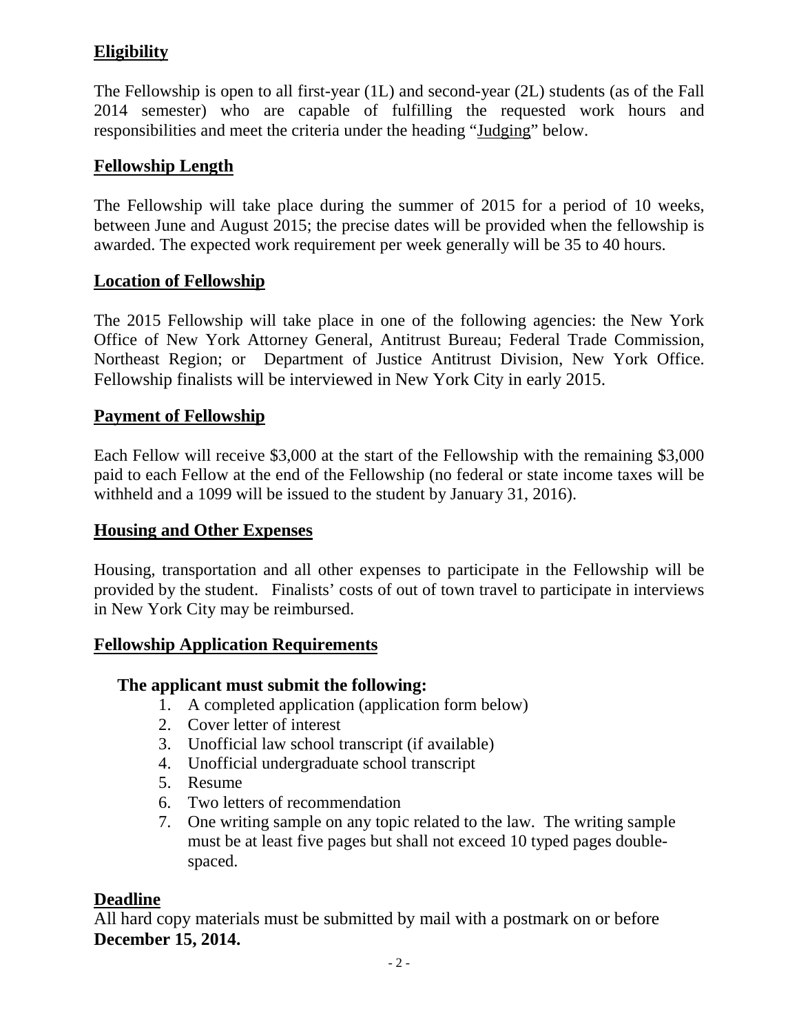## Eligibility

The Fellowship is open to all first-year (1L) and second-year (2L) students (as of the Fall 2014 semester) who are capable of fulfilling the requested work hours and responsibilities and meet the criteria under the heading "Judging" below.

## Fellowship Length

The Fellowship will take place during the summer of 2015 for a period of 10 weeks, between June and August 2015; the precise dates will be provided when the fellowship is awarded. The expected work requirement per week generally will be 35 to 40 hours.

## Location of Fellowship

The 2015 Fellowship will take place in one of the following agencies: the New York Office of New York Attorney General, Antitrust Bureau; Federal Trade Commission, Northeast Region; or Department of Justice Antitrust Division, New York Office. Fellowship finalists will be interviewed in New York City in early 2015.

## Payment of Fellowship

Each Fellow will receive $3,000 at the start of the Fellowship with the remaining $3,000 paid to each Fellow at the end of the Fellowship (no federal or state income taxes will be withheld and a 1099 will be issued to the student by January 31, 2016).

## Housing and Other Expenses

Housing, transportation and all other expenses to participate in the Fellowship will be provided by the student. Finalists' costs of out of town travel to participate in interviews in New York City may be reimbursed.

## Fellowship Application Requirements

**The applicant must submit the following:**

1. A completed application (application form below)
2. Cover letter of interest
3. Unofficial law school transcript (if available)
4. Unofficial undergraduate school transcript
5. Resume
6. Two letters of recommendation
7. One writing sample on any topic related to the law. The writing sample must be at least five pages but shall not exceed 10 typed pages double-spaced.

## Deadline

All hard copy materials must be submitted by mail with a postmark on or before **December 15, 2014.**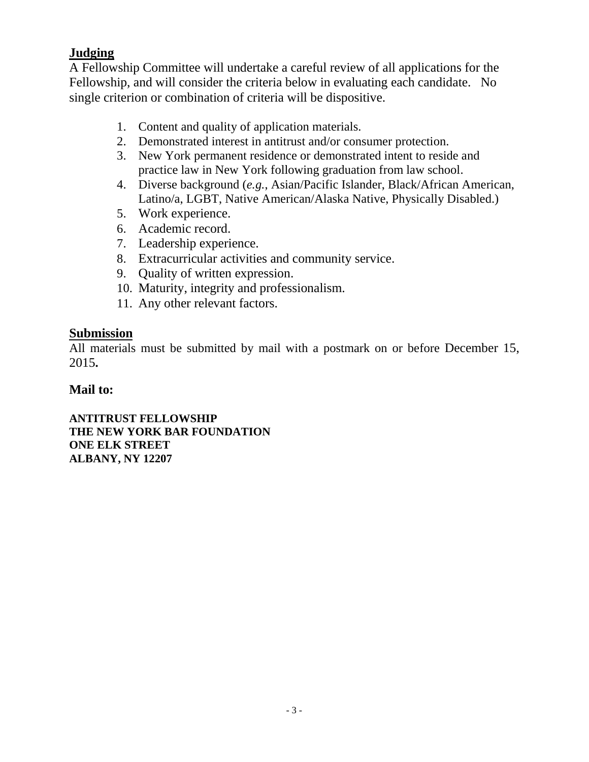## Judging

A Fellowship Committee will undertake a careful review of all applications for the Fellowship, and will consider the criteria below in evaluating each candidate. No single criterion or combination of criteria will be dispositive.

1. Content and quality of application materials.
2. Demonstrated interest in antitrust and/or consumer protection.
3. New York permanent residence or demonstrated intent to reside and practice law in New York following graduation from law school.
4. Diverse background (*e.g.*, Asian/Pacific Islander, Black/African American, Latino/a, LGBT, Native American/Alaska Native, Physically Disabled.)
5. Work experience.
6. Academic record.
7. Leadership experience.
8. Extracurricular activities and community service.
9. Quality of written expression.
10. Maturity, integrity and professionalism.
11. Any other relevant factors.

## Submission

All materials must be submitted by mail with a postmark on or before December 15, 2015**.**

**Mail to:**

**ANTITRUST FELLOWSHIP**
**THE NEW YORK BAR FOUNDATION**
**ONE ELK STREET**
**ALBANY, NY 12207**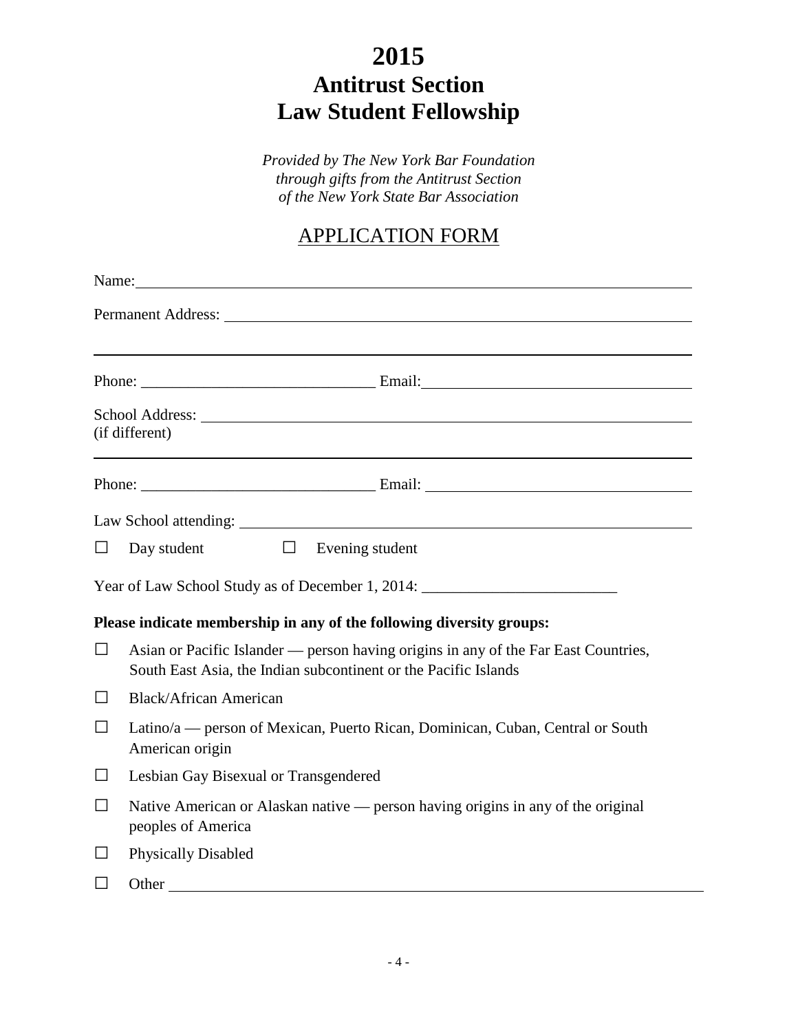# 2015
# Antitrust Section
# Law Student Fellowship

*Provided by The New York Bar Foundation*
*through gifts from the Antitrust Section*
*of the New York State Bar Association*

## APPLICATION FORM

Name: ______________________________________________

Permanent Address: ______________________________________________

______________________________________________

Phone: ______________________________ Email: ______________________________

School Address: ______________________________________________
(if different)

______________________________________________

Phone: ______________________________ Email: ______________________________

Law School attending: ______________________________________________

☐ Day student ☐ Evening student

Year of Law School Study as of December 1, 2014: ________________________

**Please indicate membership in any of the following diversity groups:**

☐ Asian or Pacific Islander — person having origins in any of the Far East Countries, South East Asia, the Indian subcontinent or the Pacific Islands

☐ Black/African American

☐ Latino/a — person of Mexican, Puerto Rican, Dominican, Cuban, Central or South American origin

☐ Lesbian Gay Bisexual or Transgendered

☐ Native American or Alaskan native — person having origins in any of the original peoples of America

☐ Physically Disabled

☐ Other ______________________________________________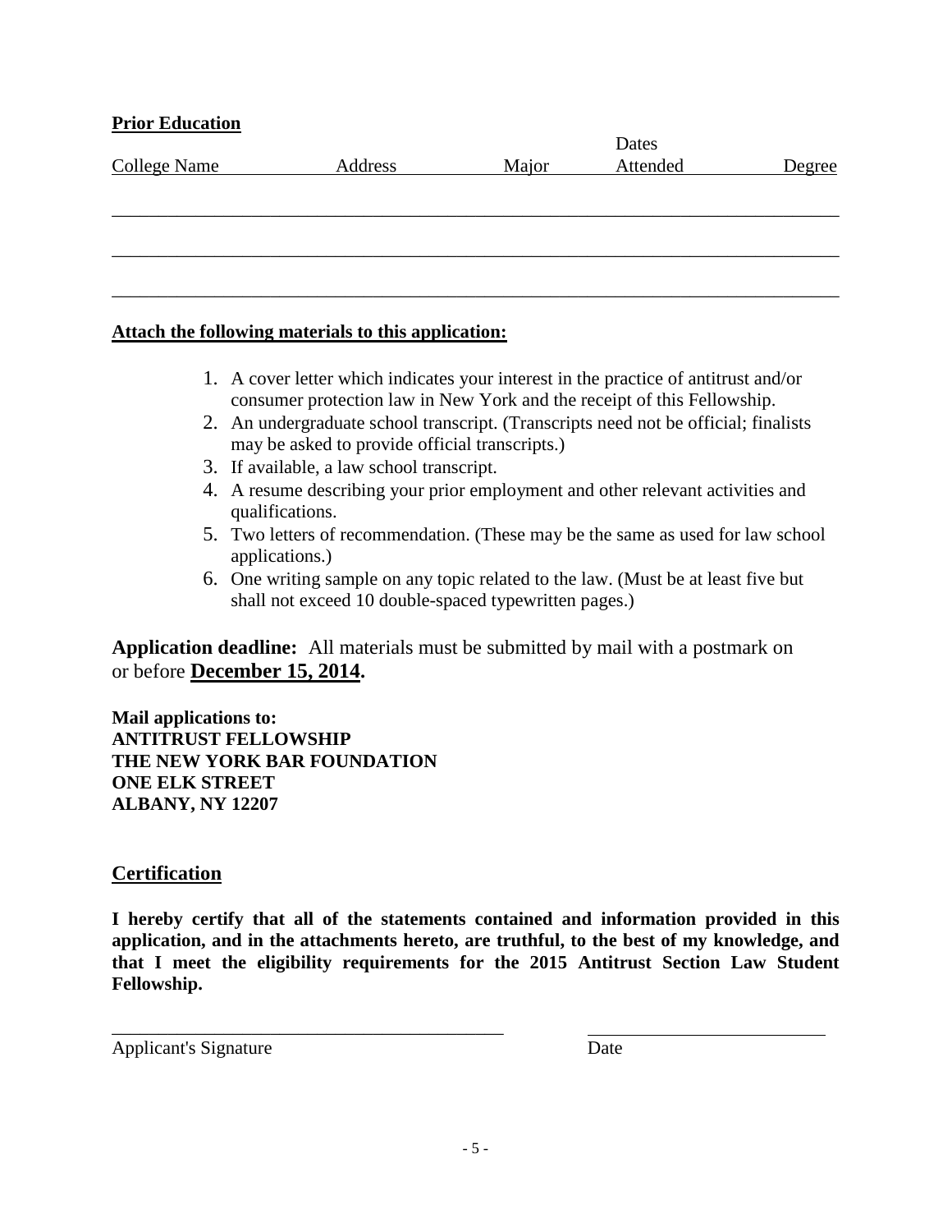**Prior Education**

| College Name | Address | Major | Dates Attended | Degree |
| --- | --- | --- | --- | --- |
| | | | | |
| | | | | |
| | | | | |

**Attach the following materials to this application:**

1. A cover letter which indicates your interest in the practice of antitrust and/or consumer protection law in New York and the receipt of this Fellowship.
2. An undergraduate school transcript. (Transcripts need not be official; finalists may be asked to provide official transcripts.)
3. If available, a law school transcript.
4. A resume describing your prior employment and other relevant activities and qualifications.
5. Two letters of recommendation. (These may be the same as used for law school applications.)
6. One writing sample on any topic related to the law. (Must be at least five but shall not exceed 10 double-spaced typewritten pages.)

**Application deadline:** All materials must be submitted by mail with a postmark on or before **December 15, 2014.**

**Mail applications to:**
**ANTITRUST FELLOWSHIP**
**THE NEW YORK BAR FOUNDATION**
**ONE ELK STREET**
**ALBANY, NY 12207**

## Certification

**I hereby certify that all of the statements contained and information provided in this application, and in the attachments hereto, are truthful, to the best of my knowledge, and that I meet the eligibility requirements for the 2015 Antitrust Section Law Student Fellowship.**

\_\_\_\_\_\_\_\_\_\_\_\_\_\_\_\_\_\_\_\_\_\_\_\_\_\_\_\_\_\_\_\_\_\_\_\_\_\_\_\_\_\_\_\_ \_\_\_\_\_\_\_\_\_\_\_\_\_\_\_\_\_\_\_\_\_\_\_\_\_\_\_
Applicant's Signature Date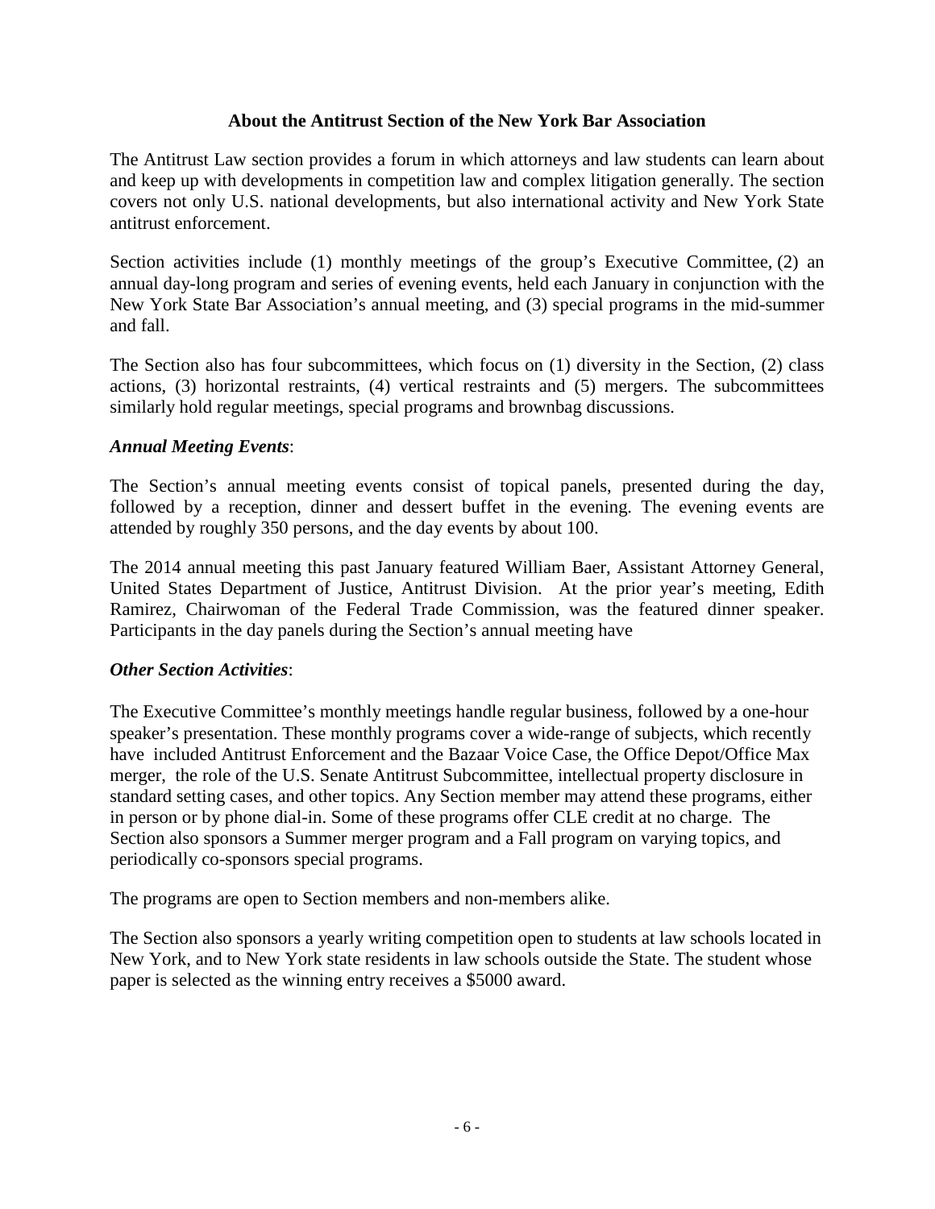**About the Antitrust Section of the New York Bar Association**

The Antitrust Law section provides a forum in which attorneys and law students can learn about and keep up with developments in competition law and complex litigation generally. The section covers not only U.S. national developments, but also international activity and New York State antitrust enforcement.

Section activities include (1) monthly meetings of the group's Executive Committee, (2) an annual day-long program and series of evening events, held each January in conjunction with the New York State Bar Association's annual meeting, and (3) special programs in the mid-summer and fall.

The Section also has four subcommittees, which focus on (1) diversity in the Section, (2) class actions, (3) horizontal restraints, (4) vertical restraints and (5) mergers. The subcommittees similarly hold regular meetings, special programs and brownbag discussions.

***Annual Meeting Events***:

The Section's annual meeting events consist of topical panels, presented during the day, followed by a reception, dinner and dessert buffet in the evening. The evening events are attended by roughly 350 persons, and the day events by about 100.

The 2014 annual meeting this past January featured William Baer, Assistant Attorney General, United States Department of Justice, Antitrust Division. At the prior year's meeting, Edith Ramirez, Chairwoman of the Federal Trade Commission, was the featured dinner speaker. Participants in the day panels during the Section's annual meeting have

***Other Section Activities***:

The Executive Committee's monthly meetings handle regular business, followed by a one-hour speaker's presentation. These monthly programs cover a wide-range of subjects, which recently have included Antitrust Enforcement and the Bazaar Voice Case, the Office Depot/Office Max merger, the role of the U.S. Senate Antitrust Subcommittee, intellectual property disclosure in standard setting cases, and other topics. Any Section member may attend these programs, either in person or by phone dial-in. Some of these programs offer CLE credit at no charge. The Section also sponsors a Summer merger program and a Fall program on varying topics, and periodically co-sponsors special programs.

The programs are open to Section members and non-members alike.

The Section also sponsors a yearly writing competition open to students at law schools located in New York, and to New York state residents in law schools outside the State. The student whose paper is selected as the winning entry receives a $5000 award.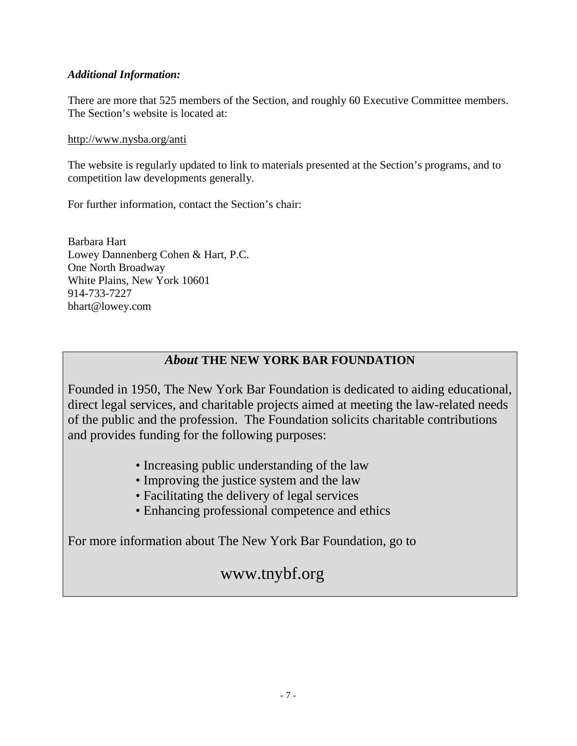***Additional Information:***

There are more that 525 members of the Section, and roughly 60 Executive Committee members. The Section's website is located at:

http://www.nysba.org/anti

The website is regularly updated to link to materials presented at the Section's programs, and to competition law developments generally.

For further information, contact the Section's chair:

Barbara Hart
Lowey Dannenberg Cohen & Hart, P.C.
One North Broadway
White Plains, New York 10601
914-733-7227
bhart@lowey.com

## *About* THE NEW YORK BAR FOUNDATION

Founded in 1950, The New York Bar Foundation is dedicated to aiding educational, direct legal services, and charitable projects aimed at meeting the law-related needs of the public and the profession. The Foundation solicits charitable contributions and provides funding for the following purposes:

- Increasing public understanding of the law
- Improving the justice system and the law
- Facilitating the delivery of legal services
- Enhancing professional competence and ethics

For more information about The New York Bar Foundation, go to

www.tnybf.org